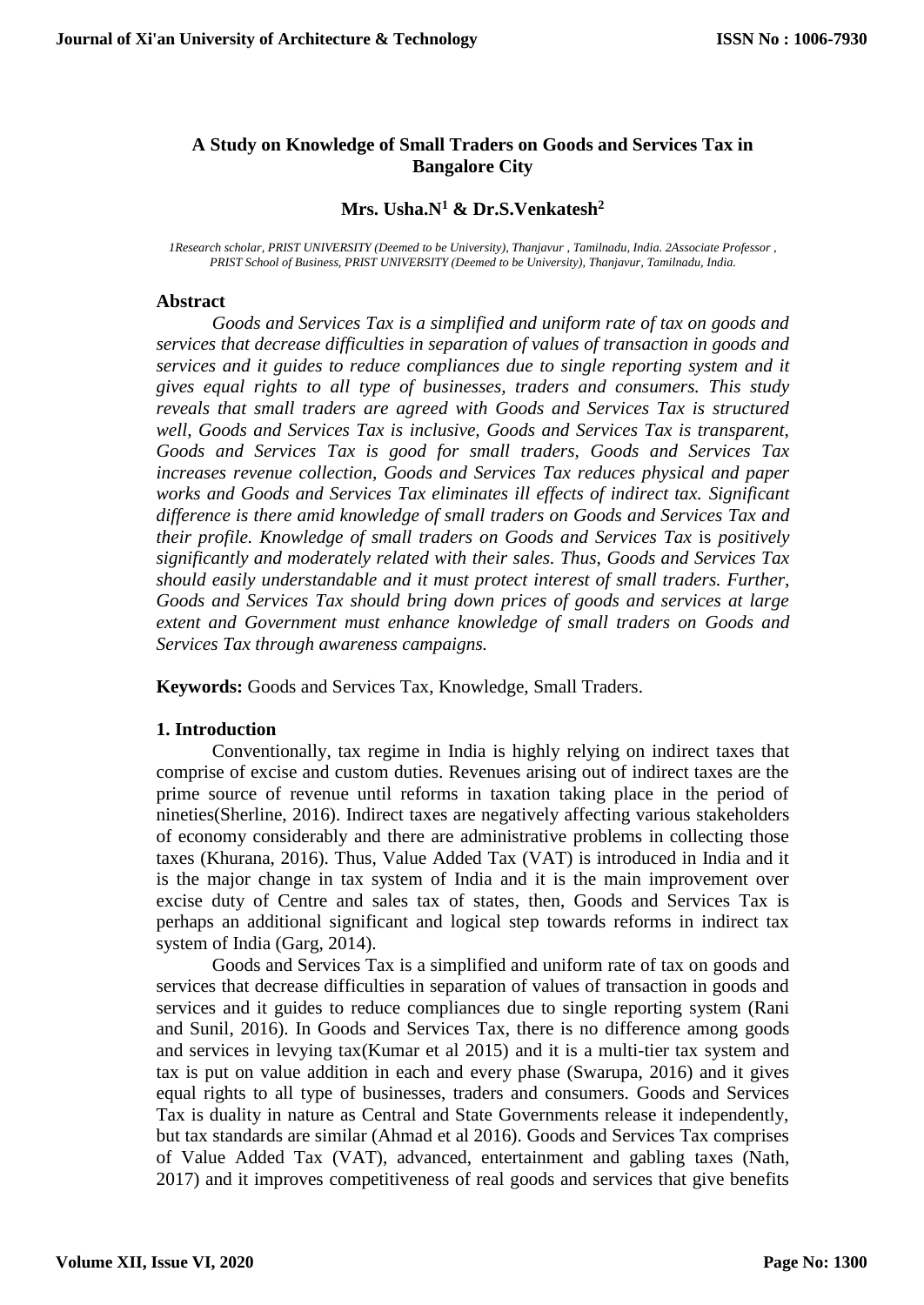# A Study on Knowledge of Small Traders on Goods and Services Tax in Bangalore City

**Mrs. Usha.N[1] & Dr.S.Venkatesh[2]**

*1Research scholar, PRIST UNIVERSITY (Deemed to be University), Thanjavur , Tamilnadu, India. 2Associate Professor , PRIST School of Business, PRIST UNIVERSITY (Deemed to be University), Thanjavur, Tamilnadu, India.*

## Abstract

*Goods and Services Tax is a simplified and uniform rate of tax on goods and services that decrease difficulties in separation of values of transaction in goods and services and it guides to reduce compliances due to single reporting system and it gives equal rights to all type of businesses, traders and consumers. This study reveals that small traders are agreed with Goods and Services Tax is structured well, Goods and Services Tax is inclusive, Goods and Services Tax is transparent, Goods and Services Tax is good for small traders, Goods and Services Tax increases revenue collection, Goods and Services Tax reduces physical and paper works and Goods and Services Tax eliminates ill effects of indirect tax. Significant difference is there amid knowledge of small traders on Goods and Services Tax and their profile. Knowledge of small traders on Goods and Services Tax* is *positively significantly and moderately related with their sales. Thus, Goods and Services Tax should easily understandable and it must protect interest of small traders. Further, Goods and Services Tax should bring down prices of goods and services at large extent and Government must enhance knowledge of small traders on Goods and Services Tax through awareness campaigns.*

**Keywords:** Goods and Services Tax, Knowledge, Small Traders.

## 1. Introduction

Conventionally, tax regime in India is highly relying on indirect taxes that comprise of excise and custom duties. Revenues arising out of indirect taxes are the prime source of revenue until reforms in taxation taking place in the period of nineties(Sherline, 2016). Indirect taxes are negatively affecting various stakeholders of economy considerably and there are administrative problems in collecting those taxes (Khurana, 2016). Thus, Value Added Tax (VAT) is introduced in India and it is the major change in tax system of India and it is the main improvement over excise duty of Centre and sales tax of states, then, Goods and Services Tax is perhaps an additional significant and logical step towards reforms in indirect tax system of India (Garg, 2014).

Goods and Services Tax is a simplified and uniform rate of tax on goods and services that decrease difficulties in separation of values of transaction in goods and services and it guides to reduce compliances due to single reporting system (Rani and Sunil, 2016). In Goods and Services Tax, there is no difference among goods and services in levying tax(Kumar et al 2015) and it is a multi-tier tax system and tax is put on value addition in each and every phase (Swarupa, 2016) and it gives equal rights to all type of businesses, traders and consumers. Goods and Services Tax is duality in nature as Central and State Governments release it independently, but tax standards are similar (Ahmad et al 2016). Goods and Services Tax comprises of Value Added Tax (VAT), advanced, entertainment and gabling taxes (Nath, 2017) and it improves competitiveness of real goods and services that give benefits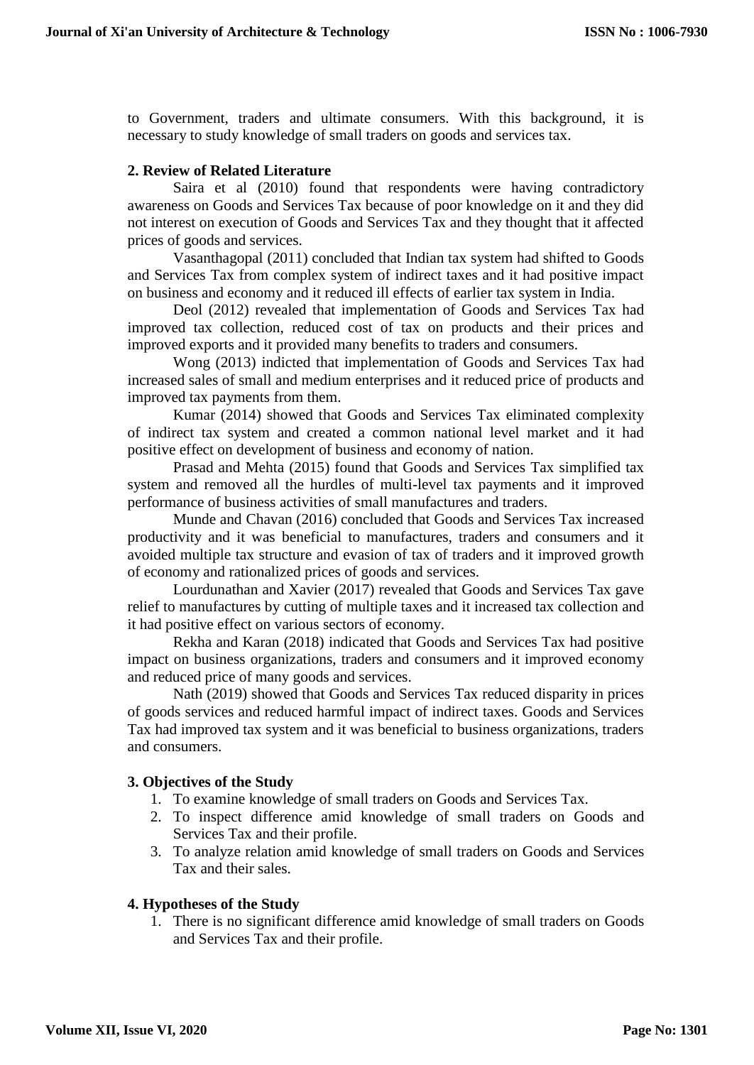to Government, traders and ultimate consumers. With this background, it is necessary to study knowledge of small traders on goods and services tax.

## 2. Review of Related Literature

Saira et al (2010) found that respondents were having contradictory awareness on Goods and Services Tax because of poor knowledge on it and they did not interest on execution of Goods and Services Tax and they thought that it affected prices of goods and services.

Vasanthagopal (2011) concluded that Indian tax system had shifted to Goods and Services Tax from complex system of indirect taxes and it had positive impact on business and economy and it reduced ill effects of earlier tax system in India.

Deol (2012) revealed that implementation of Goods and Services Tax had improved tax collection, reduced cost of tax on products and their prices and improved exports and it provided many benefits to traders and consumers.

Wong (2013) indicted that implementation of Goods and Services Tax had increased sales of small and medium enterprises and it reduced price of products and improved tax payments from them.

Kumar (2014) showed that Goods and Services Tax eliminated complexity of indirect tax system and created a common national level market and it had positive effect on development of business and economy of nation.

Prasad and Mehta (2015) found that Goods and Services Tax simplified tax system and removed all the hurdles of multi-level tax payments and it improved performance of business activities of small manufactures and traders.

Munde and Chavan (2016) concluded that Goods and Services Tax increased productivity and it was beneficial to manufactures, traders and consumers and it avoided multiple tax structure and evasion of tax of traders and it improved growth of economy and rationalized prices of goods and services.

Lourdunathan and Xavier (2017) revealed that Goods and Services Tax gave relief to manufactures by cutting of multiple taxes and it increased tax collection and it had positive effect on various sectors of economy.

Rekha and Karan (2018) indicated that Goods and Services Tax had positive impact on business organizations, traders and consumers and it improved economy and reduced price of many goods and services.

Nath (2019) showed that Goods and Services Tax reduced disparity in prices of goods services and reduced harmful impact of indirect taxes. Goods and Services Tax had improved tax system and it was beneficial to business organizations, traders and consumers.

## 3. Objectives of the Study

1. To examine knowledge of small traders on Goods and Services Tax.
2. To inspect difference amid knowledge of small traders on Goods and Services Tax and their profile.
3. To analyze relation amid knowledge of small traders on Goods and Services Tax and their sales.

## 4. Hypotheses of the Study

1. There is no significant difference amid knowledge of small traders on Goods and Services Tax and their profile.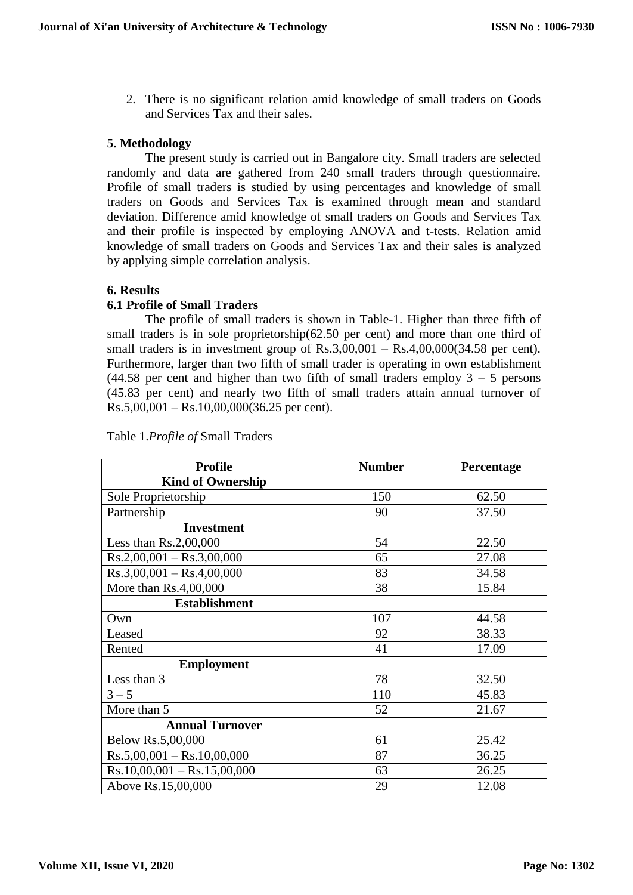2. There is no significant relation amid knowledge of small traders on Goods and Services Tax and their sales.

## 5. Methodology

The present study is carried out in Bangalore city. Small traders are selected randomly and data are gathered from 240 small traders through questionnaire. Profile of small traders is studied by using percentages and knowledge of small traders on Goods and Services Tax is examined through mean and standard deviation. Difference amid knowledge of small traders on Goods and Services Tax and their profile is inspected by employing ANOVA and t-tests. Relation amid knowledge of small traders on Goods and Services Tax and their sales is analyzed by applying simple correlation analysis.

## 6. Results

### 6.1 Profile of Small Traders

The profile of small traders is shown in Table-1. Higher than three fifth of small traders is in sole proprietorship(62.50 per cent) and more than one third of small traders is in investment group of Rs.3,00,001 – Rs.4,00,000(34.58 per cent). Furthermore, larger than two fifth of small trader is operating in own establishment (44.58 per cent and higher than two fifth of small traders employ 3 – 5 persons (45.83 per cent) and nearly two fifth of small traders attain annual turnover of Rs.5,00,001 – Rs.10,00,000(36.25 per cent).

Table 1.*Profile of* Small Traders

| Profile | Number | Percentage |
|---|---|---|
| **Kind of Ownership** | | |
| Sole Proprietorship | 150 | 62.50 |
| Partnership | 90 | 37.50 |
| **Investment** | | |
| Less than Rs.2,00,000 | 54 | 22.50 |
| Rs.2,00,001 – Rs.3,00,000 | 65 | 27.08 |
| Rs.3,00,001 – Rs.4,00,000 | 83 | 34.58 |
| More than Rs.4,00,000 | 38 | 15.84 |
| **Establishment** | | |
| Own | 107 | 44.58 |
| Leased | 92 | 38.33 |
| Rented | 41 | 17.09 |
| **Employment** | | |
| Less than 3 | 78 | 32.50 |
| 3 – 5 | 110 | 45.83 |
| More than 5 | 52 | 21.67 |
| **Annual Turnover** | | |
| Below Rs.5,00,000 | 61 | 25.42 |
| Rs.5,00,001 – Rs.10,00,000 | 87 | 36.25 |
| Rs.10,00,001 – Rs.15,00,000 | 63 | 26.25 |
| Above Rs.15,00,000 | 29 | 12.08 |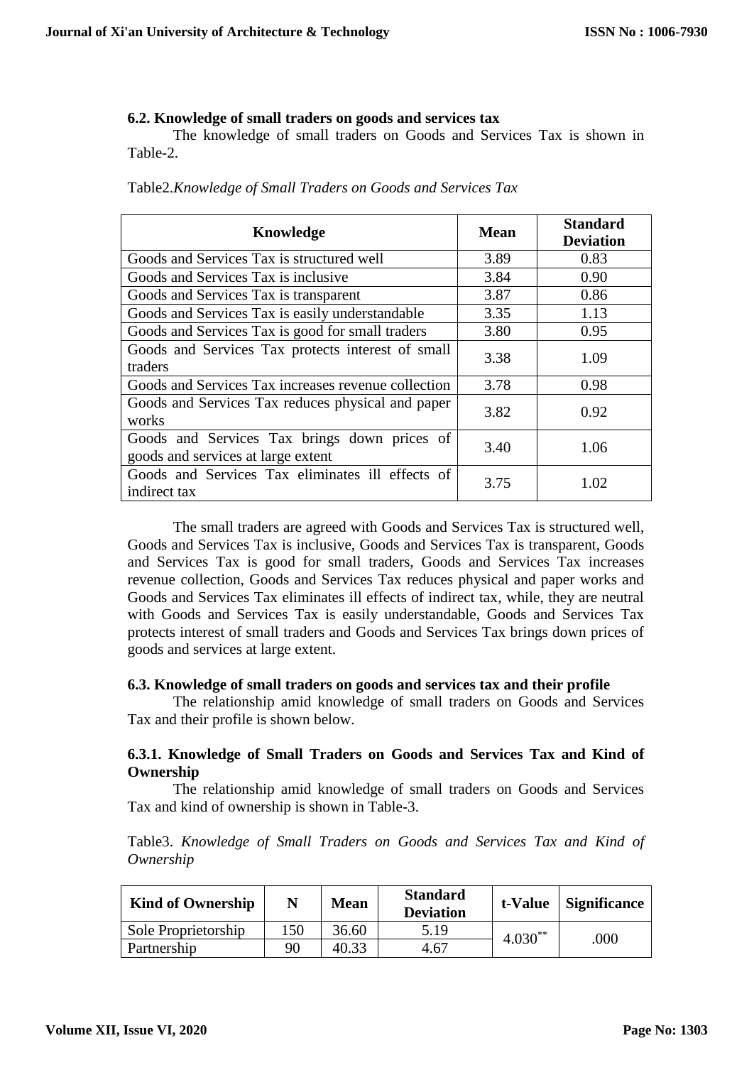### 6.2. Knowledge of small traders on goods and services tax

The knowledge of small traders on Goods and Services Tax is shown in Table-2.

Table2.*Knowledge of Small Traders on Goods and Services Tax*

| Knowledge | Mean | Standard Deviation |
|---|---|---|
| Goods and Services Tax is structured well | 3.89 | 0.83 |
| Goods and Services Tax is inclusive | 3.84 | 0.90 |
| Goods and Services Tax is transparent | 3.87 | 0.86 |
| Goods and Services Tax is easily understandable | 3.35 | 1.13 |
| Goods and Services Tax is good for small traders | 3.80 | 0.95 |
| Goods and Services Tax protects interest of small traders | 3.38 | 1.09 |
| Goods and Services Tax increases revenue collection | 3.78 | 0.98 |
| Goods and Services Tax reduces physical and paper works | 3.82 | 0.92 |
| Goods and Services Tax brings down prices of goods and services at large extent | 3.40 | 1.06 |
| Goods and Services Tax eliminates ill effects of indirect tax | 3.75 | 1.02 |

The small traders are agreed with Goods and Services Tax is structured well, Goods and Services Tax is inclusive, Goods and Services Tax is transparent, Goods and Services Tax is good for small traders, Goods and Services Tax increases revenue collection, Goods and Services Tax reduces physical and paper works and Goods and Services Tax eliminates ill effects of indirect tax, while, they are neutral with Goods and Services Tax is easily understandable, Goods and Services Tax protects interest of small traders and Goods and Services Tax brings down prices of goods and services at large extent.

### 6.3. Knowledge of small traders on goods and services tax and their profile

The relationship amid knowledge of small traders on Goods and Services Tax and their profile is shown below.

#### 6.3.1. Knowledge of Small Traders on Goods and Services Tax and Kind of Ownership

The relationship amid knowledge of small traders on Goods and Services Tax and kind of ownership is shown in Table-3.

Table3. *Knowledge of Small Traders on Goods and Services Tax and Kind of Ownership*

| Kind of Ownership | N | Mean | Standard Deviation | t-Value | Significance |
|---|---|---|---|---|---|
| Sole Proprietorship | 150 | 36.60 | 5.19 | 4.030** | .000 |
| Partnership | 90 | 40.33 | 4.67 | | |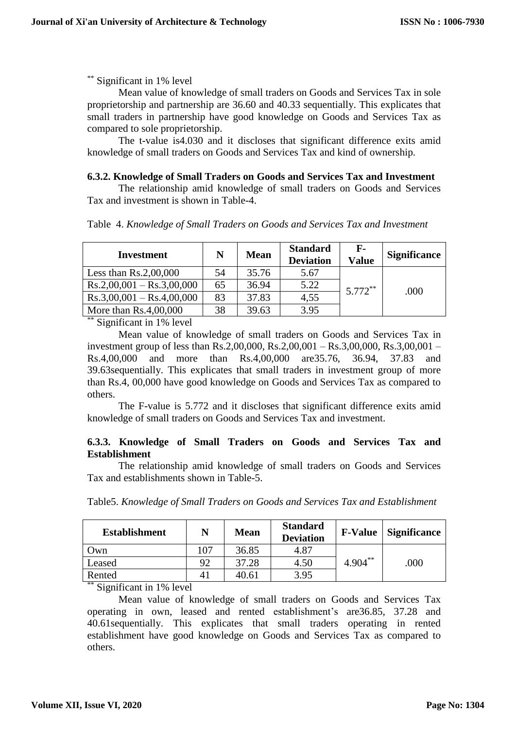** Significant in 1% level

Mean value of knowledge of small traders on Goods and Services Tax in sole proprietorship and partnership are 36.60 and 40.33 sequentially. This explicates that small traders in partnership have good knowledge on Goods and Services Tax as compared to sole proprietorship.

The t-value is4.030 and it discloses that significant difference exits amid knowledge of small traders on Goods and Services Tax and kind of ownership.

### 6.3.2. Knowledge of Small Traders on Goods and Services Tax and Investment

The relationship amid knowledge of small traders on Goods and Services Tax and investment is shown in Table-4.

Table 4. *Knowledge of Small Traders on Goods and Services Tax and Investment*

| Investment | N | Mean | Standard Deviation | F-Value | Significance |
|---|---|---|---|---|---|
| Less than Rs.2,00,000 | 54 | 35.76 | 5.67 | 5.772** | .000 |
| Rs.2,00,001 – Rs.3,00,000 | 65 | 36.94 | 5.22 | | |
| Rs.3,00,001 – Rs.4,00,000 | 83 | 37.83 | 4,55 | | |
| More than Rs.4,00,000 | 38 | 39.63 | 3.95 | | |

** Significant in 1% level

Mean value of knowledge of small traders on Goods and Services Tax in investment group of less than Rs.2,00,000, Rs.2,00,001 – Rs.3,00,000, Rs.3,00,001 – Rs.4,00,000 and more than Rs.4,00,000 are35.76, 36.94, 37.83 and 39.63sequentially. This explicates that small traders in investment group of more than Rs.4, 00,000 have good knowledge on Goods and Services Tax as compared to others.

The F-value is 5.772 and it discloses that significant difference exits amid knowledge of small traders on Goods and Services Tax and investment.

### 6.3.3. Knowledge of Small Traders on Goods and Services Tax and Establishment

The relationship amid knowledge of small traders on Goods and Services Tax and establishments shown in Table-5.

Table5. *Knowledge of Small Traders on Goods and Services Tax and Establishment*

| Establishment | N | Mean | Standard Deviation | F-Value | Significance |
|---|---|---|---|---|---|
| Own | 107 | 36.85 | 4.87 | 4.904** | .000 |
| Leased | 92 | 37.28 | 4.50 | | |
| Rented | 41 | 40.61 | 3.95 | | |

** Significant in 1% level

Mean value of knowledge of small traders on Goods and Services Tax operating in own, leased and rented establishment's are36.85, 37.28 and 40.61sequentially. This explicates that small traders operating in rented establishment have good knowledge on Goods and Services Tax as compared to others.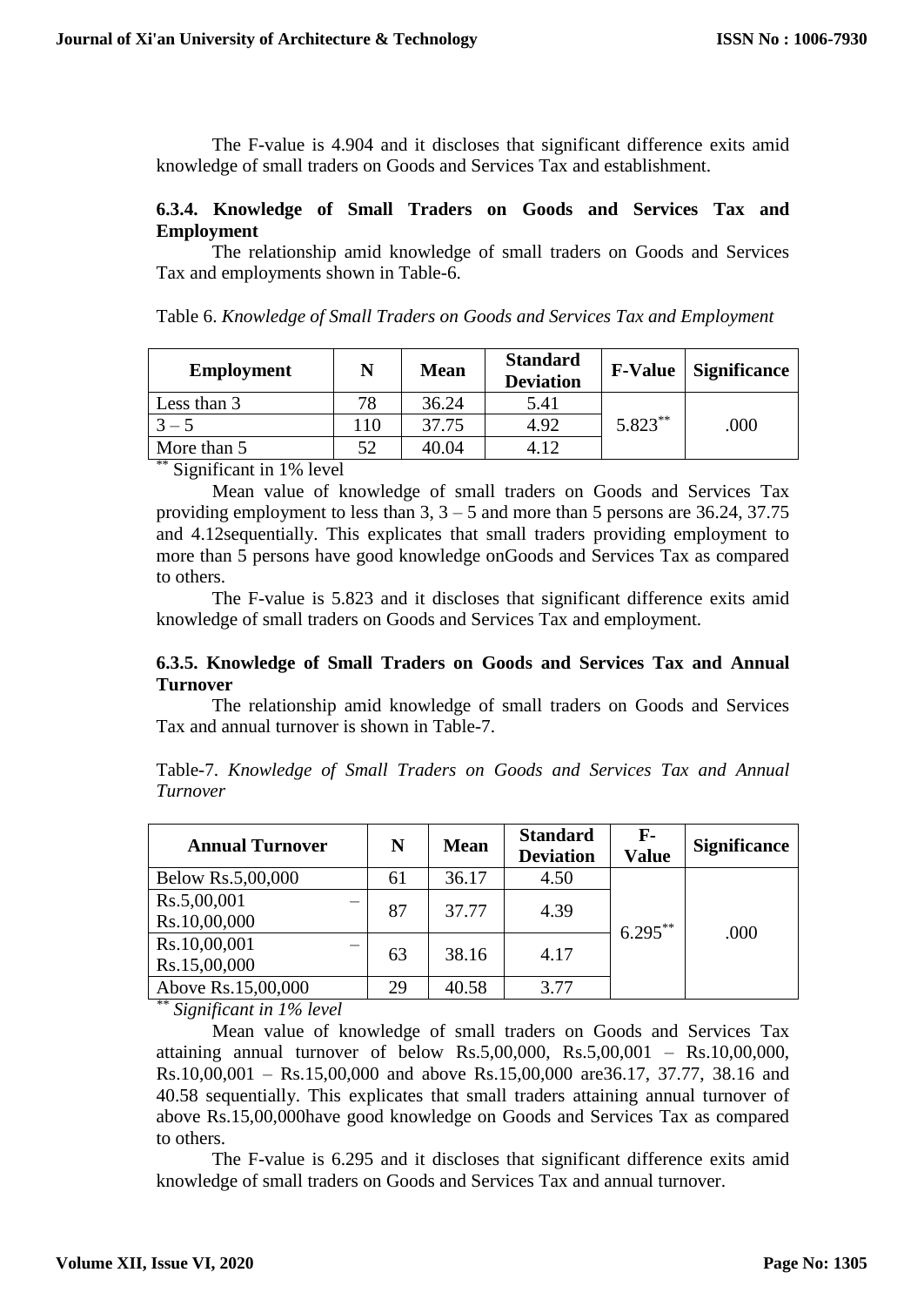The F-value is 4.904 and it discloses that significant difference exits amid knowledge of small traders on Goods and Services Tax and establishment.

### 6.3.4. Knowledge of Small Traders on Goods and Services Tax and Employment

The relationship amid knowledge of small traders on Goods and Services Tax and employments shown in Table-6.

Table 6. *Knowledge of Small Traders on Goods and Services Tax and Employment*

| Employment | N | Mean | Standard Deviation | F-Value | Significance |
|---|---|---|---|---|---|
| Less than 3 | 78 | 36.24 | 5.41 | $5.823^{**}$ | .000 |
| 3 – 5 | 110 | 37.75 | 4.92 | | |
| More than 5 | 52 | 40.04 | 4.12 | | |

** Significant in 1% level

Mean value of knowledge of small traders on Goods and Services Tax providing employment to less than 3, 3 – 5 and more than 5 persons are 36.24, 37.75 and 4.12sequentially. This explicates that small traders providing employment to more than 5 persons have good knowledge onGoods and Services Tax as compared to others.

The F-value is 5.823 and it discloses that significant difference exits amid knowledge of small traders on Goods and Services Tax and employment.

### 6.3.5. Knowledge of Small Traders on Goods and Services Tax and Annual Turnover

The relationship amid knowledge of small traders on Goods and Services Tax and annual turnover is shown in Table-7.

Table-7. *Knowledge of Small Traders on Goods and Services Tax and Annual Turnover*

| Annual Turnover | N | Mean | Standard Deviation | F-Value | Significance |
|---|---|---|---|---|---|
| Below Rs.5,00,000 | 61 | 36.17 | 4.50 | $6.295^{**}$ | .000 |
| Rs.5,00,001 – Rs.10,00,000 | 87 | 37.77 | 4.39 | | |
| Rs.10,00,001 – Rs.15,00,000 | 63 | 38.16 | 4.17 | | |
| Above Rs.15,00,000 | 29 | 40.58 | 3.77 | | |

*\*\* Significant in 1% level*

Mean value of knowledge of small traders on Goods and Services Tax attaining annual turnover of below Rs.5,00,000, Rs.5,00,001 – Rs.10,00,000, Rs.10,00,001 – Rs.15,00,000 and above Rs.15,00,000 are36.17, 37.77, 38.16 and 40.58 sequentially. This explicates that small traders attaining annual turnover of above Rs.15,00,000have good knowledge on Goods and Services Tax as compared to others.

The F-value is 6.295 and it discloses that significant difference exits amid knowledge of small traders on Goods and Services Tax and annual turnover.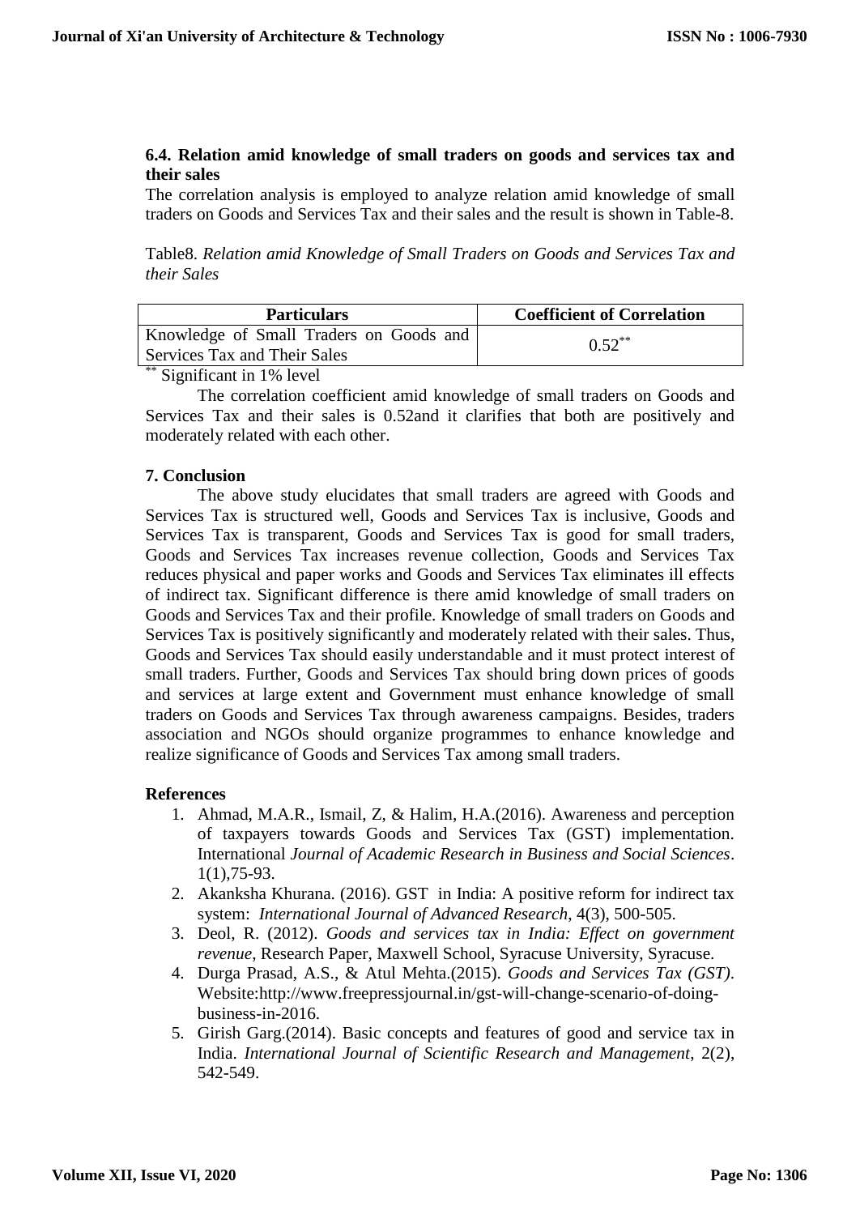### 6.4. Relation amid knowledge of small traders on goods and services tax and their sales

The correlation analysis is employed to analyze relation amid knowledge of small traders on Goods and Services Tax and their sales and the result is shown in Table-8.

Table8. *Relation amid Knowledge of Small Traders on Goods and Services Tax and their Sales*

| Particulars | Coefficient of Correlation |
|---|---|
| Knowledge of Small Traders on Goods and Services Tax and Their Sales | $0.52^{**}$ |

** Significant in 1% level

The correlation coefficient amid knowledge of small traders on Goods and Services Tax and their sales is 0.52and it clarifies that both are positively and moderately related with each other.

## 7. Conclusion

The above study elucidates that small traders are agreed with Goods and Services Tax is structured well, Goods and Services Tax is inclusive, Goods and Services Tax is transparent, Goods and Services Tax is good for small traders, Goods and Services Tax increases revenue collection, Goods and Services Tax reduces physical and paper works and Goods and Services Tax eliminates ill effects of indirect tax. Significant difference is there amid knowledge of small traders on Goods and Services Tax and their profile. Knowledge of small traders on Goods and Services Tax is positively significantly and moderately related with their sales. Thus, Goods and Services Tax should easily understandable and it must protect interest of small traders. Further, Goods and Services Tax should bring down prices of goods and services at large extent and Government must enhance knowledge of small traders on Goods and Services Tax through awareness campaigns. Besides, traders association and NGOs should organize programmes to enhance knowledge and realize significance of Goods and Services Tax among small traders.

## References

1. Ahmad, M.A.R., Ismail, Z, & Halim, H.A.(2016). Awareness and perception of taxpayers towards Goods and Services Tax (GST) implementation. International *Journal of Academic Research in Business and Social Sciences*. 1(1),75-93.
2. Akanksha Khurana. (2016). GST in India: A positive reform for indirect tax system: *International Journal of Advanced Research*, 4(3), 500-505.
3. Deol, R. (2012). *Goods and services tax in India: Effect on government revenue*, Research Paper, Maxwell School, Syracuse University, Syracuse.
4. Durga Prasad, A.S., & Atul Mehta.(2015). *Goods and Services Tax (GST)*. Website:http://www.freepressjournal.in/gst-will-change-scenario-of-doing-business-in-2016.
5. Girish Garg.(2014). Basic concepts and features of good and service tax in India. *International Journal of Scientific Research and Management*, 2(2), 542-549.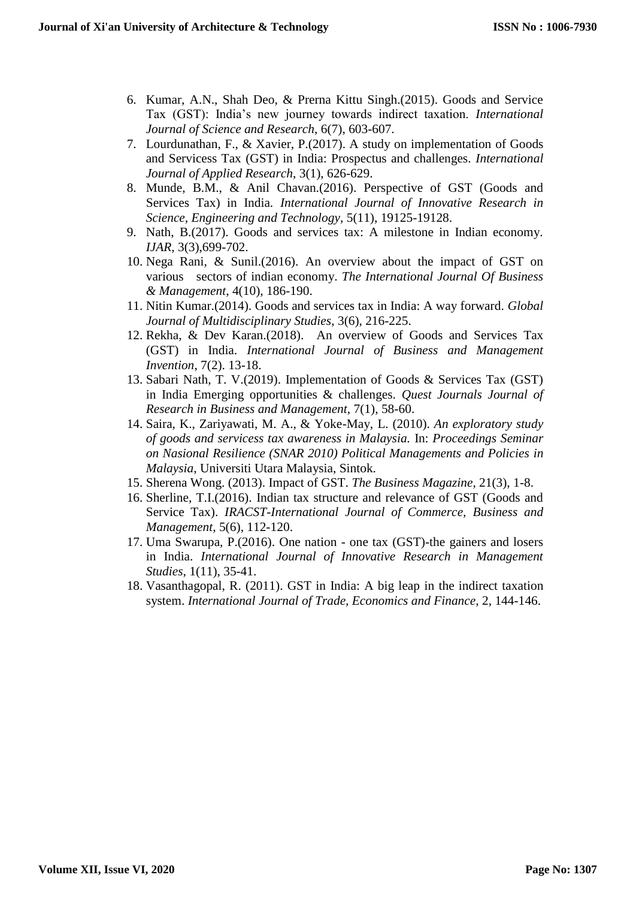6. Kumar, A.N., Shah Deo, & Prerna Kittu Singh.(2015). Goods and Service Tax (GST): India's new journey towards indirect taxation. *International Journal of Science and Research*, 6(7), 603-607.
7. Lourdunathan, F., & Xavier, P.(2017). A study on implementation of Goods and Servicess Tax (GST) in India: Prospectus and challenges. *International Journal of Applied Research*, 3(1), 626-629.
8. Munde, B.M., & Anil Chavan.(2016). Perspective of GST (Goods and Services Tax) in India. *International Journal of Innovative Research in Science, Engineering and Technology*, 5(11), 19125-19128.
9. Nath, B.(2017). Goods and services tax: A milestone in Indian economy. *IJAR*, 3(3),699-702.
10. Nega Rani, & Sunil.(2016). An overview about the impact of GST on various sectors of indian economy. *The International Journal Of Business & Management*, 4(10), 186-190.
11. Nitin Kumar.(2014). Goods and services tax in India: A way forward. *Global Journal of Multidisciplinary Studies*, 3(6), 216-225.
12. Rekha, & Dev Karan.(2018). An overview of Goods and Services Tax (GST) in India. *International Journal of Business and Management Invention*, 7(2). 13-18.
13. Sabari Nath, T. V.(2019). Implementation of Goods & Services Tax (GST) in India Emerging opportunities & challenges. *Quest Journals Journal of Research in Business and Management*, 7(1), 58-60.
14. Saira, K., Zariyawati, M. A., & Yoke-May, L. (2010). *An exploratory study of goods and servicess tax awareness in Malaysia.* In: *Proceedings Seminar on Nasional Resilience (SNAR 2010) Political Managements and Policies in Malaysia*, Universiti Utara Malaysia, Sintok.
15. Sherena Wong. (2013). Impact of GST. *The Business Magazine*, 21(3), 1-8.
16. Sherline, T.I.(2016). Indian tax structure and relevance of GST (Goods and Service Tax). *IRACST-International Journal of Commerce, Business and Management*, 5(6), 112-120.
17. Uma Swarupa, P.(2016). One nation - one tax (GST)-the gainers and losers in India. *International Journal of Innovative Research in Management Studies*, 1(11), 35-41.
18. Vasanthagopal, R. (2011). GST in India: A big leap in the indirect taxation system. *International Journal of Trade, Economics and Finance*, 2, 144-146.